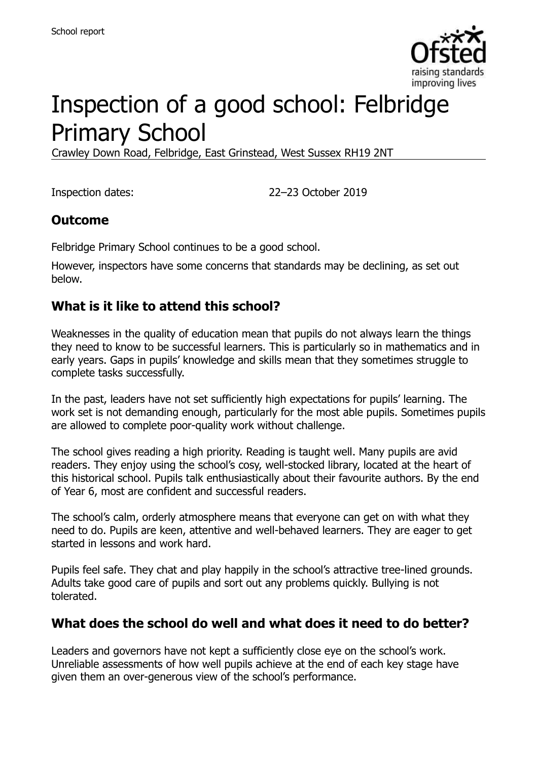School report

# Inspection of a good school: Felbridge Primary School

Crawley Down Road, Felbridge, East Grinstead, West Sussex RH19 2NT

Inspection dates: 22–23 October 2019

## Outcome

Felbridge Primary School continues to be a good school.

However, inspectors have some concerns that standards may be declining, as set out below.

## What is it like to attend this school?

Weaknesses in the quality of education mean that pupils do not always learn the things they need to know to be successful learners. This is particularly so in mathematics and in early years. Gaps in pupils' knowledge and skills mean that they sometimes struggle to complete tasks successfully.

In the past, leaders have not set sufficiently high expectations for pupils' learning. The work set is not demanding enough, particularly for the most able pupils. Sometimes pupils are allowed to complete poor-quality work without challenge.

The school gives reading a high priority. Reading is taught well. Many pupils are avid readers. They enjoy using the school's cosy, well-stocked library, located at the heart of this historical school. Pupils talk enthusiastically about their favourite authors. By the end of Year 6, most are confident and successful readers.

The school's calm, orderly atmosphere means that everyone can get on with what they need to do. Pupils are keen, attentive and well-behaved learners. They are eager to get started in lessons and work hard.

Pupils feel safe. They chat and play happily in the school's attractive tree-lined grounds. Adults take good care of pupils and sort out any problems quickly. Bullying is not tolerated.

## What does the school do well and what does it need to do better?

Leaders and governors have not kept a sufficiently close eye on the school's work. Unreliable assessments of how well pupils achieve at the end of each key stage have given them an over-generous view of the school's performance.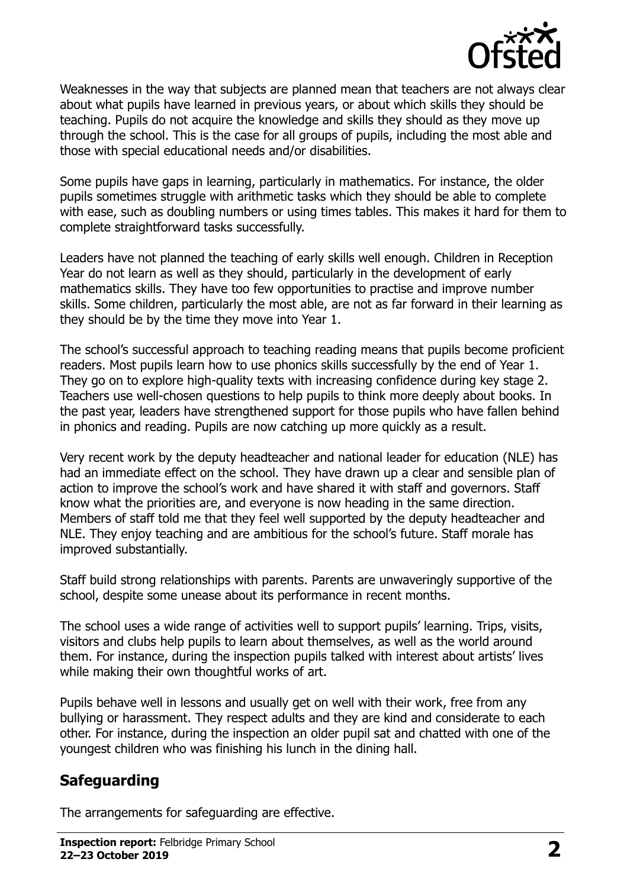Weaknesses in the way that subjects are planned mean that teachers are not always clear about what pupils have learned in previous years, or about which skills they should be teaching. Pupils do not acquire the knowledge and skills they should as they move up through the school. This is the case for all groups of pupils, including the most able and those with special educational needs and/or disabilities.

Some pupils have gaps in learning, particularly in mathematics. For instance, the older pupils sometimes struggle with arithmetic tasks which they should be able to complete with ease, such as doubling numbers or using times tables. This makes it hard for them to complete straightforward tasks successfully.

Leaders have not planned the teaching of early skills well enough. Children in Reception Year do not learn as well as they should, particularly in the development of early mathematics skills. They have too few opportunities to practise and improve number skills. Some children, particularly the most able, are not as far forward in their learning as they should be by the time they move into Year 1.

The school's successful approach to teaching reading means that pupils become proficient readers. Most pupils learn how to use phonics skills successfully by the end of Year 1. They go on to explore high-quality texts with increasing confidence during key stage 2. Teachers use well-chosen questions to help pupils to think more deeply about books. In the past year, leaders have strengthened support for those pupils who have fallen behind in phonics and reading. Pupils are now catching up more quickly as a result.

Very recent work by the deputy headteacher and national leader for education (NLE) has had an immediate effect on the school. They have drawn up a clear and sensible plan of action to improve the school's work and have shared it with staff and governors. Staff know what the priorities are, and everyone is now heading in the same direction. Members of staff told me that they feel well supported by the deputy headteacher and NLE. They enjoy teaching and are ambitious for the school's future. Staff morale has improved substantially.

Staff build strong relationships with parents. Parents are unwaveringly supportive of the school, despite some unease about its performance in recent months.

The school uses a wide range of activities well to support pupils' learning. Trips, visits, visitors and clubs help pupils to learn about themselves, as well as the world around them. For instance, during the inspection pupils talked with interest about artists' lives while making their own thoughtful works of art.

Pupils behave well in lessons and usually get on well with their work, free from any bullying or harassment. They respect adults and they are kind and considerate to each other. For instance, during the inspection an older pupil sat and chatted with one of the youngest children who was finishing his lunch in the dining hall.

## Safeguarding

The arrangements for safeguarding are effective.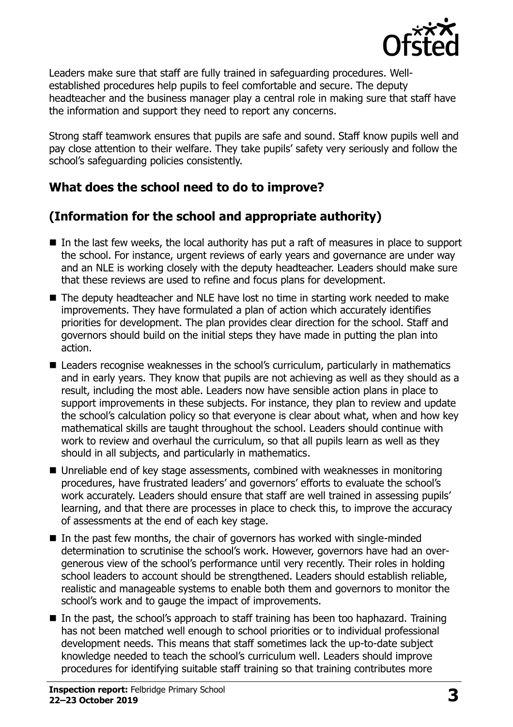Leaders make sure that staff are fully trained in safeguarding procedures. Well-established procedures help pupils to feel comfortable and secure. The deputy headteacher and the business manager play a central role in making sure that staff have the information and support they need to report any concerns.

Strong staff teamwork ensures that pupils are safe and sound. Staff know pupils well and pay close attention to their welfare. They take pupils' safety very seriously and follow the school's safeguarding policies consistently.

## What does the school need to do to improve?

## (Information for the school and appropriate authority)

- In the last few weeks, the local authority has put a raft of measures in place to support the school. For instance, urgent reviews of early years and governance are under way and an NLE is working closely with the deputy headteacher. Leaders should make sure that these reviews are used to refine and focus plans for development.
- The deputy headteacher and NLE have lost no time in starting work needed to make improvements. They have formulated a plan of action which accurately identifies priorities for development. The plan provides clear direction for the school. Staff and governors should build on the initial steps they have made in putting the plan into action.
- Leaders recognise weaknesses in the school's curriculum, particularly in mathematics and in early years. They know that pupils are not achieving as well as they should as a result, including the most able. Leaders now have sensible action plans in place to support improvements in these subjects. For instance, they plan to review and update the school's calculation policy so that everyone is clear about what, when and how key mathematical skills are taught throughout the school. Leaders should continue with work to review and overhaul the curriculum, so that all pupils learn as well as they should in all subjects, and particularly in mathematics.
- Unreliable end of key stage assessments, combined with weaknesses in monitoring procedures, have frustrated leaders' and governors' efforts to evaluate the school's work accurately. Leaders should ensure that staff are well trained in assessing pupils' learning, and that there are processes in place to check this, to improve the accuracy of assessments at the end of each key stage.
- In the past few months, the chair of governors has worked with single-minded determination to scrutinise the school's work. However, governors have had an over-generous view of the school's performance until very recently. Their roles in holding school leaders to account should be strengthened. Leaders should establish reliable, realistic and manageable systems to enable both them and governors to monitor the school's work and to gauge the impact of improvements.
- In the past, the school's approach to staff training has been too haphazard. Training has not been matched well enough to school priorities or to individual professional development needs. This means that staff sometimes lack the up-to-date subject knowledge needed to teach the school's curriculum well. Leaders should improve procedures for identifying suitable staff training so that training contributes more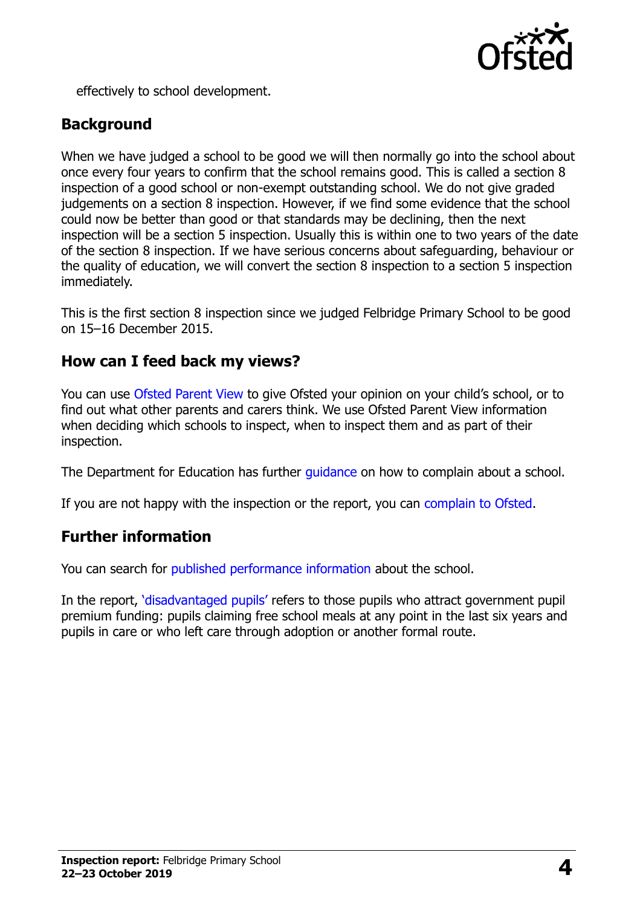effectively to school development.

## Background

When we have judged a school to be good we will then normally go into the school about once every four years to confirm that the school remains good. This is called a section 8 inspection of a good school or non-exempt outstanding school. We do not give graded judgements on a section 8 inspection. However, if we find some evidence that the school could now be better than good or that standards may be declining, then the next inspection will be a section 5 inspection. Usually this is within one to two years of the date of the section 8 inspection. If we have serious concerns about safeguarding, behaviour or the quality of education, we will convert the section 8 inspection to a section 5 inspection immediately.

This is the first section 8 inspection since we judged Felbridge Primary School to be good on 15–16 December 2015.

## How can I feed back my views?

You can use Ofsted Parent View to give Ofsted your opinion on your child's school, or to find out what other parents and carers think. We use Ofsted Parent View information when deciding which schools to inspect, when to inspect them and as part of their inspection.

The Department for Education has further guidance on how to complain about a school.

If you are not happy with the inspection or the report, you can complain to Ofsted.

## Further information

You can search for published performance information about the school.

In the report, 'disadvantaged pupils' refers to those pupils who attract government pupil premium funding: pupils claiming free school meals at any point in the last six years and pupils in care or who left care through adoption or another formal route.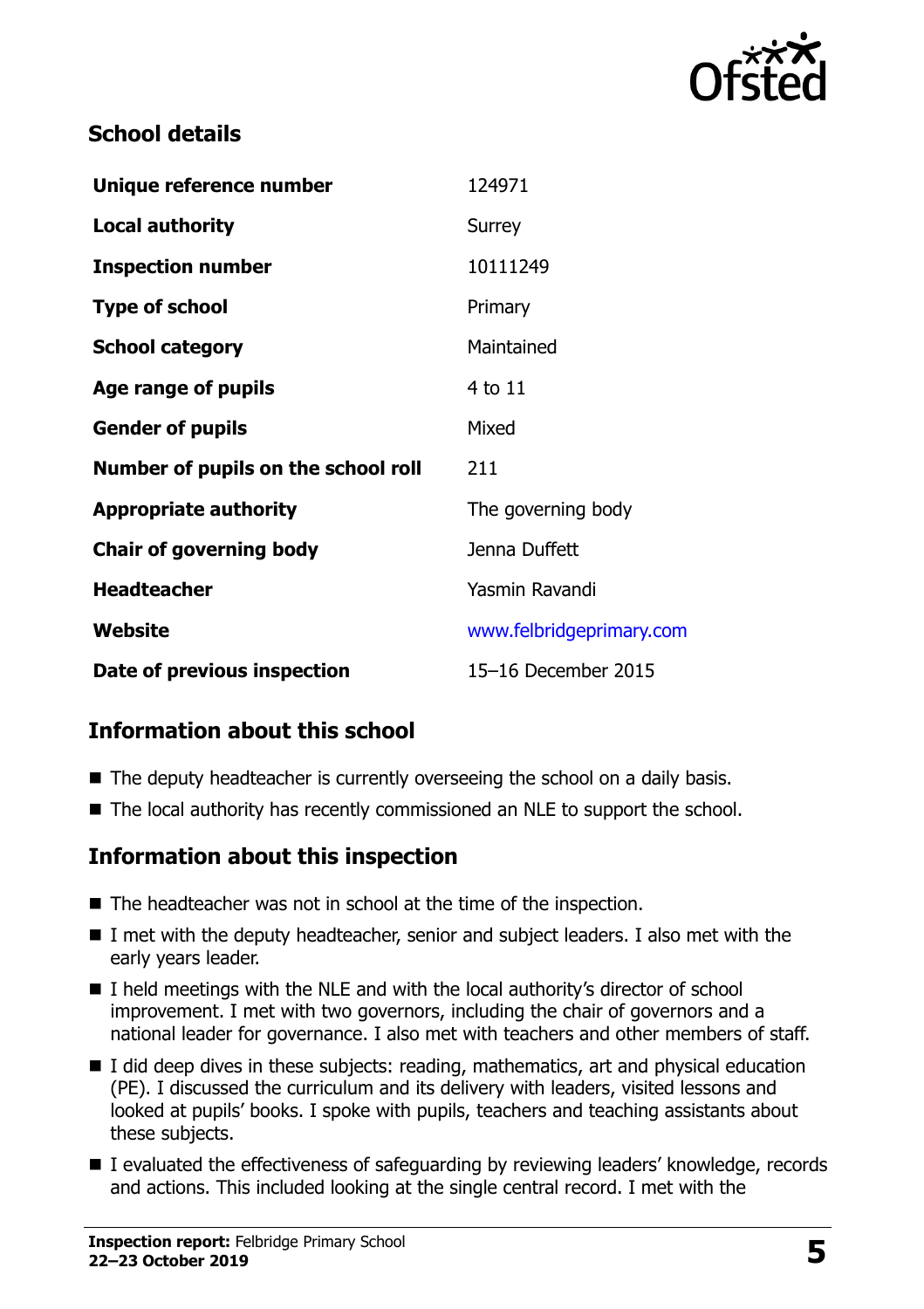## School details

| Unique reference number | 124971 |
| --- | --- |
| **Local authority** | Surrey |
| **Inspection number** | 10111249 |
| **Type of school** | Primary |
| **School category** | Maintained |
| **Age range of pupils** | 4 to 11 |
| **Gender of pupils** | Mixed |
| **Number of pupils on the school roll** | 211 |
| **Appropriate authority** | The governing body |
| **Chair of governing body** | Jenna Duffett |
| **Headteacher** | Yasmin Ravandi |
| **Website** | www.felbridgeprimary.com |
| **Date of previous inspection** | 15–16 December 2015 |

## Information about this school

- The deputy headteacher is currently overseeing the school on a daily basis.
- The local authority has recently commissioned an NLE to support the school.

## Information about this inspection

- The headteacher was not in school at the time of the inspection.
- I met with the deputy headteacher, senior and subject leaders. I also met with the early years leader.
- I held meetings with the NLE and with the local authority's director of school improvement. I met with two governors, including the chair of governors and a national leader for governance. I also met with teachers and other members of staff.
- I did deep dives in these subjects: reading, mathematics, art and physical education (PE). I discussed the curriculum and its delivery with leaders, visited lessons and looked at pupils' books. I spoke with pupils, teachers and teaching assistants about these subjects.
- I evaluated the effectiveness of safeguarding by reviewing leaders' knowledge, records and actions. This included looking at the single central record. I met with the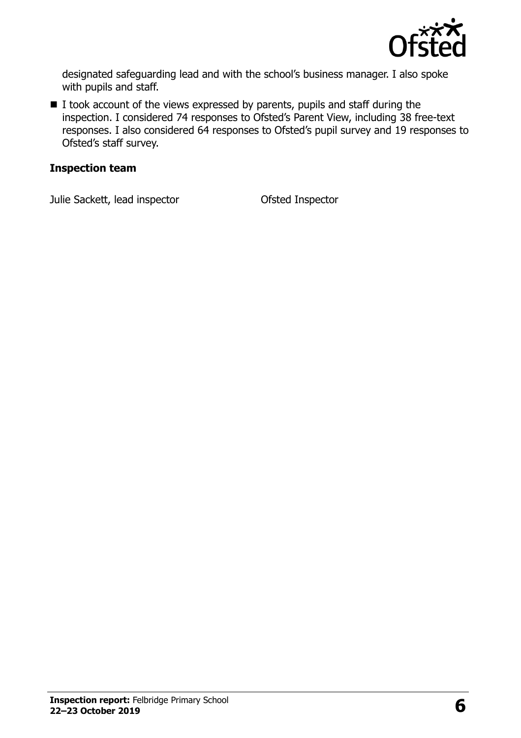designated safeguarding lead and with the school's business manager. I also spoke with pupils and staff.

- I took account of the views expressed by parents, pupils and staff during the inspection. I considered 74 responses to Ofsted's Parent View, including 38 free-text responses. I also considered 64 responses to Ofsted's pupil survey and 19 responses to Ofsted's staff survey.

### Inspection team

| | |
|---|---|
| Julie Sackett, lead inspector | Ofsted Inspector |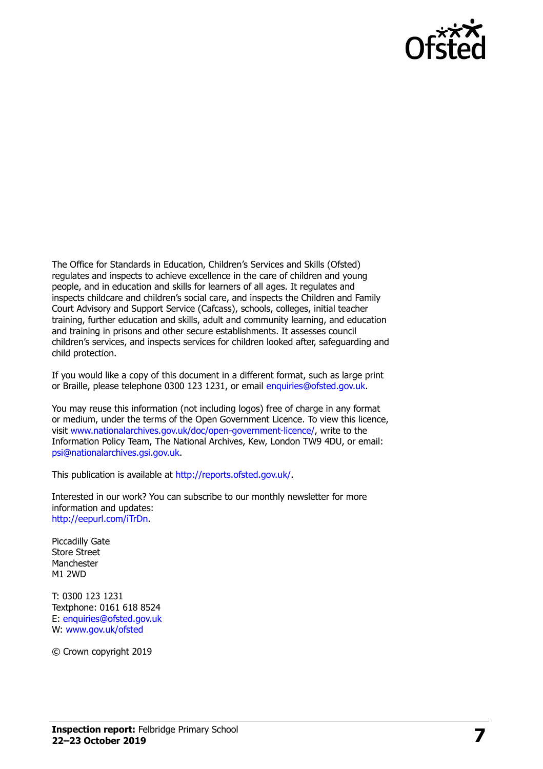The Office for Standards in Education, Children's Services and Skills (Ofsted) regulates and inspects to achieve excellence in the care of children and young people, and in education and skills for learners of all ages. It regulates and inspects childcare and children's social care, and inspects the Children and Family Court Advisory and Support Service (Cafcass), schools, colleges, initial teacher training, further education and skills, adult and community learning, and education and training in prisons and other secure establishments. It assesses council children's services, and inspects services for children looked after, safeguarding and child protection.

If you would like a copy of this document in a different format, such as large print or Braille, please telephone 0300 123 1231, or email enquiries@ofsted.gov.uk.

You may reuse this information (not including logos) free of charge in any format or medium, under the terms of the Open Government Licence. To view this licence, visit www.nationalarchives.gov.uk/doc/open-government-licence/, write to the Information Policy Team, The National Archives, Kew, London TW9 4DU, or email: psi@nationalarchives.gsi.gov.uk.

This publication is available at http://reports.ofsted.gov.uk/.

Interested in our work? You can subscribe to our monthly newsletter for more information and updates: http://eepurl.com/iTrDn.

Piccadilly Gate
Store Street
Manchester
M1 2WD

T: 0300 123 1231
Textphone: 0161 618 8524
E: enquiries@ofsted.gov.uk
W: www.gov.uk/ofsted

© Crown copyright 2019